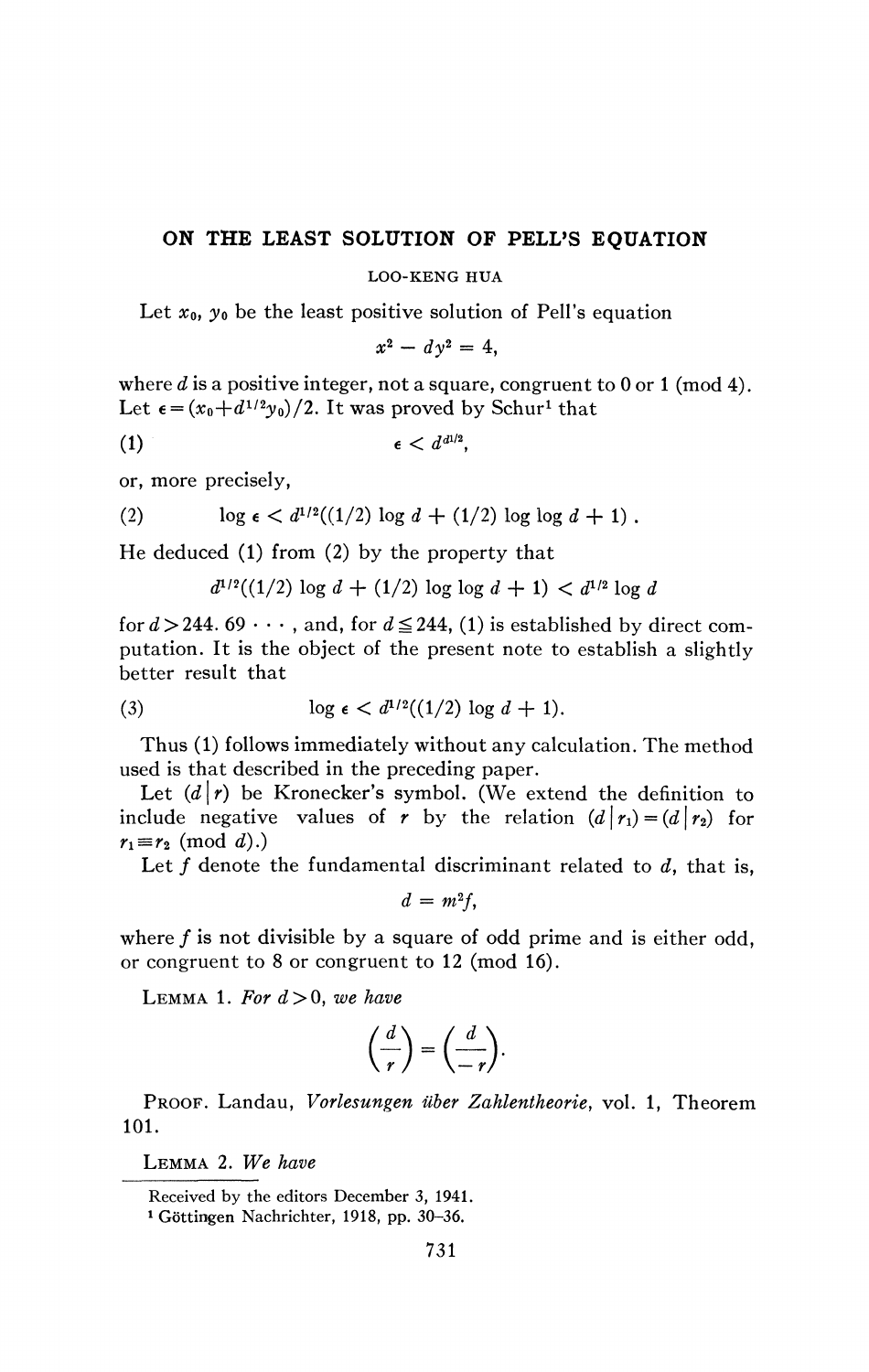# ON THE LEAST SOLUTION OF PELL'S EQUATION

LOO-KENG HUA

Let $x_0$, $y_0$ be the least positive solution of Pell's equation

$$x^2 - dy^2 = 4,$$

where $d$ is a positive integer, not a square, congruent to 0 or 1 (mod 4). Let $\epsilon = (x_0 + d^{1/2}y_0)/2$. It was proved by Schur[1] that

$$\epsilon < d^{d^{1/2}}, \tag{1}$$

or, more precisely,

$$\log \epsilon < d^{1/2}((1/2) \log d + (1/2) \log \log d + 1). \tag{2}$$

He deduced (1) from (2) by the property that

$$d^{1/2}((1/2) \log d + (1/2) \log \log d + 1) < d^{1/2} \log d$$

for $d > 244.69 \cdots$, and, for $d \leqq 244$, (1) is established by direct computation. It is the object of the present note to establish a slightly better result that

$$\log \epsilon < d^{1/2}((1/2) \log d + 1). \tag{3}$$

Thus (1) follows immediately without any calculation. The method used is that described in the preceding paper.

Let $(d|r)$ be Kronecker's symbol. (We extend the definition to include negative values of $r$ by the relation $(d|r_1) = (d|r_2)$ for $r_1 \equiv r_2 \pmod{d}$.)

Let $f$ denote the fundamental discriminant related to $d$, that is,

$$d = m^2 f,$$

where $f$ is not divisible by a square of odd prime and is either odd, or congruent to 8 or congruent to 12 (mod 16).

LEMMA 1. *For $d > 0$, we have*

$$\left(\frac{d}{r}\right) = \left(\frac{d}{-r}\right).$$

PROOF. Landau, *Vorlesungen über Zahlentheorie*, vol. 1, Theorem 101.

LEMMA 2. *We have*

---

Received by the editors December 3, 1941.

[1] Göttingen Nachrichter, 1918, pp. 30–36.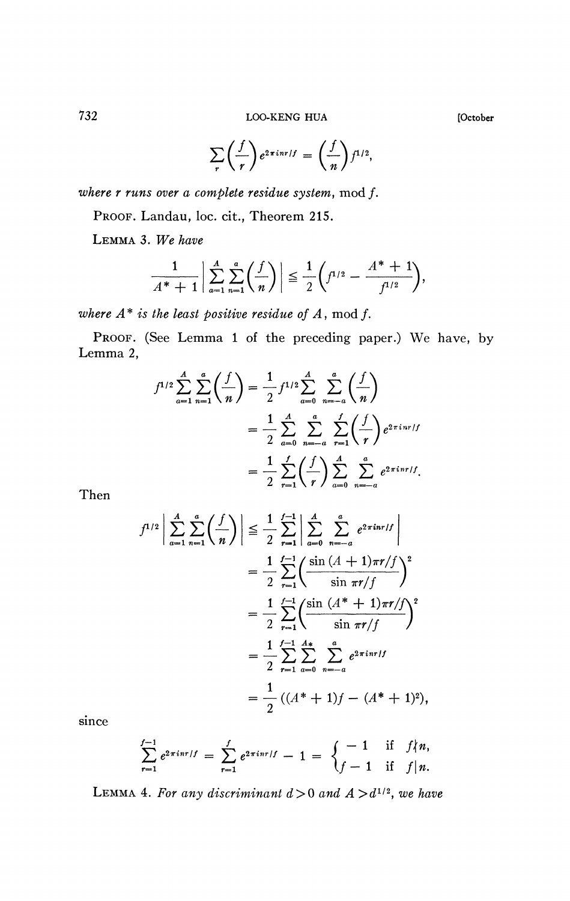$$\sum_{r}\left(\frac{f}{r}\right)e^{2\pi i n r/f} = \left(\frac{f}{n}\right)f^{1/2},$$

*where $r$ runs over a complete residue system*, mod $f$.

PROOF. Landau, loc. cit., Theorem 215.

LEMMA 3. *We have*

$$\frac{1}{A^*+1}\left|\sum_{a=1}^{A}\sum_{n=1}^{a}\left(\frac{f}{n}\right)\right| \leqq \frac{1}{2}\left(f^{1/2} - \frac{A^*+1}{f^{1/2}}\right),$$

*where $A^*$ is the least positive residue of $A$*, mod $f$.

PROOF. (See Lemma 1 of the preceding paper.) We have, by Lemma 2,

$$\begin{aligned}
f^{1/2}\sum_{a=1}^{A}\sum_{n=1}^{a}\left(\frac{f}{n}\right) &= \frac{1}{2}f^{1/2}\sum_{a=0}^{A}\sum_{n=-a}^{a}\left(\frac{f}{n}\right) \\
&= \frac{1}{2}\sum_{a=0}^{A}\sum_{n=-a}^{a}\sum_{r=1}^{f}\left(\frac{f}{r}\right)e^{2\pi i n r/f} \\
&= \frac{1}{2}\sum_{r=1}^{f}\left(\frac{f}{r}\right)\sum_{a=0}^{A}\sum_{n=-a}^{a}e^{2\pi i n r/f}.
\end{aligned}$$

Then

$$\begin{aligned}
f^{1/2}\left|\sum_{a=1}^{A}\sum_{n=1}^{a}\left(\frac{f}{n}\right)\right| &\leqq \frac{1}{2}\sum_{r=1}^{f-1}\left|\sum_{a=0}^{A}\sum_{n=-a}^{a}e^{2\pi i n r/f}\right| \\
&= \frac{1}{2}\sum_{r=1}^{f-1}\left(\frac{\sin (A+1)\pi r/f}{\sin \pi r/f}\right)^2 \\
&= \frac{1}{2}\sum_{r=1}^{f-1}\left(\frac{\sin (A^*+1)\pi r/f}{\sin \pi r/f}\right)^2 \\
&= \frac{1}{2}\sum_{r=1}^{f-1}\sum_{a=0}^{A^*}\sum_{n=-a}^{a}e^{2\pi i n r/f} \\
&= \frac{1}{2}((A^*+1)f - (A^*+1)^2),
\end{aligned}$$

since

$$\sum_{r=1}^{f-1}e^{2\pi i n r/f} = \sum_{r=1}^{f}e^{2\pi i n r/f} - 1 = \begin{cases} -1 & \text{if } f\nmid n, \\ f-1 & \text{if } f\mid n. \end{cases}$$

LEMMA 4. *For any discriminant $d>0$ and $A>d^{1/2}$, we have*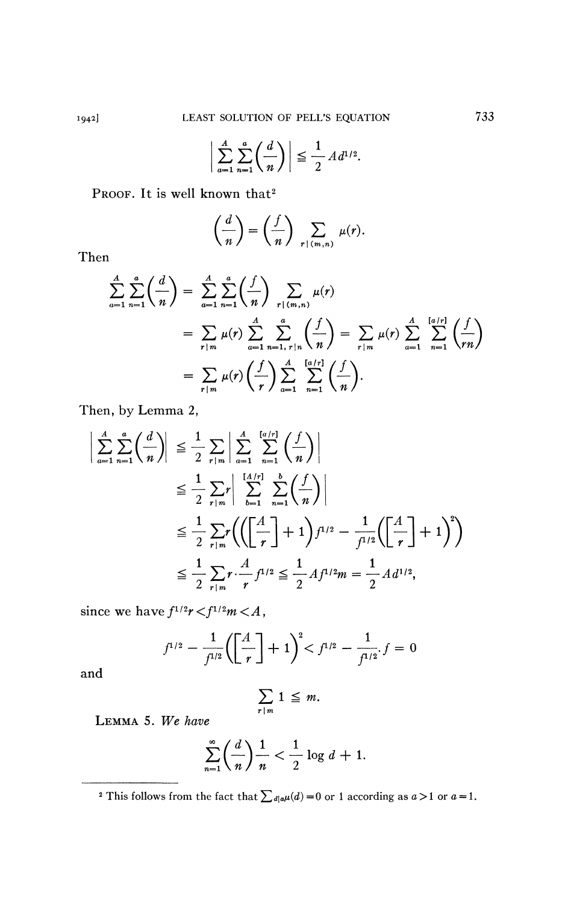$$\left|\sum_{a=1}^{A}\sum_{n=1}^{a}\left(\frac{d}{n}\right)\right| \leqq \frac{1}{2}Ad^{1/2}.$$

PROOF. It is well known that[2]

$$\left(\frac{d}{n}\right)=\left(\frac{f}{n}\right)\sum_{r\mid(m,n)}\mu(r).$$

Then

$$\begin{aligned}
\sum_{a=1}^{A}\sum_{n=1}^{a}\left(\frac{d}{n}\right) &= \sum_{a=1}^{A}\sum_{n=1}^{a}\left(\frac{f}{n}\right)\sum_{r\mid(m,n)}\mu(r) \\
&= \sum_{r\mid m}\mu(r)\sum_{a=1}^{A}\sum_{n=1,\, r\mid n}^{a}\left(\frac{f}{n}\right) = \sum_{r\mid m}\mu(r)\sum_{a=1}^{A}\sum_{n=1}^{[a/r]}\left(\frac{f}{rn}\right) \\
&= \sum_{r\mid m}\mu(r)\left(\frac{f}{r}\right)\sum_{a=1}^{A}\sum_{n=1}^{[a/r]}\left(\frac{f}{n}\right).
\end{aligned}$$

Then, by Lemma 2,

$$\begin{aligned}
\left|\sum_{a=1}^{A}\sum_{n=1}^{a}\left(\frac{d}{n}\right)\right| &\leqq \frac{1}{2}\sum_{r\mid m}\left|\sum_{a=1}^{A}\sum_{n=1}^{[a/r]}\left(\frac{f}{n}\right)\right| \\
&\leqq \frac{1}{2}\sum_{r\mid m} r\left|\sum_{b=1}^{[A/r]}\sum_{n=1}^{b}\left(\frac{f}{n}\right)\right| \\
&\leqq \frac{1}{2}\sum_{r\mid m} r\left(\left(\left[\frac{A}{r}\right]+1\right)f^{1/2}-\frac{1}{f^{1/2}}\left(\left[\frac{A}{r}\right]+1\right)^{2}\right) \\
&\leqq \frac{1}{2}\sum_{r\mid m} r\cdot\frac{A}{r}f^{1/2} \leqq \frac{1}{2}Af^{1/2}m = \frac{1}{2}Ad^{1/2},
\end{aligned}$$

since we have $f^{1/2}r<f^{1/2}m<A$,

$$f^{1/2}-\frac{1}{f^{1/2}}\left(\left[\frac{A}{r}\right]+1\right)^{2}<f^{1/2}-\frac{1}{f^{1/2}}\cdot f=0$$

and

$$\sum_{r\mid m}1\leqq m.$$

LEMMA 5. *We have*

$$\sum_{n=1}^{\infty}\left(\frac{d}{n}\right)\frac{1}{n}<\frac{1}{2}\log d+1.$$

---

[2] This follows from the fact that $\sum_{d\mid a}\mu(d)=0$ or 1 according as $a>1$ or $a=1$.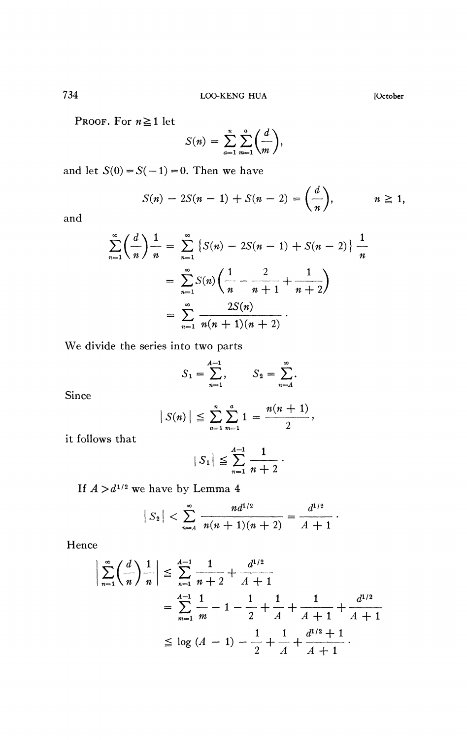PROOF. For $n \geqq 1$ let

$$S(n) = \sum_{a=1}^{n} \sum_{m=1}^{a} \left(\frac{d}{m}\right),$$

and let $S(0) = S(-1) = 0$. Then we have

$$S(n) - 2S(n-1) + S(n-2) = \left(\frac{d}{n}\right), \qquad n \geqq 1,$$

and

$$\begin{aligned}
\sum_{n=1}^{\infty} \left(\frac{d}{n}\right) \frac{1}{n} &= \sum_{n=1}^{\infty} \{S(n) - 2S(n-1) + S(n-2)\} \frac{1}{n} \\
&= \sum_{n=1}^{\infty} S(n) \left(\frac{1}{n} - \frac{2}{n+1} + \frac{1}{n+2}\right) \\
&= \sum_{n=1}^{\infty} \frac{2S(n)}{n(n+1)(n+2)}.
\end{aligned}$$

We divide the series into two parts

$$S_1 = \sum_{n=1}^{A-1}, \qquad S_2 = \sum_{n=A}^{\infty}.$$

Since

$$|S(n)| \leqq \sum_{a=1}^{n} \sum_{m=1}^{a} 1 = \frac{n(n+1)}{2},$$

it follows that

$$|S_1| \leqq \sum_{n=1}^{A-1} \frac{1}{n+2}.$$

If $A > d^{1/2}$ we have by Lemma 4

$$|S_2| < \sum_{n=A}^{\infty} \frac{n d^{1/2}}{n(n+1)(n+2)} = \frac{d^{1/2}}{A+1}.$$

Hence

$$\begin{aligned}
\left| \sum_{n=1}^{\infty} \left(\frac{d}{n}\right) \frac{1}{n} \right| &\leqq \sum_{n=1}^{A-1} \frac{1}{n+2} + \frac{d^{1/2}}{A+1} \\
&= \sum_{m=1}^{A-1} \frac{1}{m} - 1 - \frac{1}{2} + \frac{1}{A} + \frac{1}{A+1} + \frac{d^{1/2}}{A+1} \\
&\leqq \log(A-1) - \frac{1}{2} + \frac{1}{A} + \frac{d^{1/2}+1}{A+1}.
\end{aligned}$$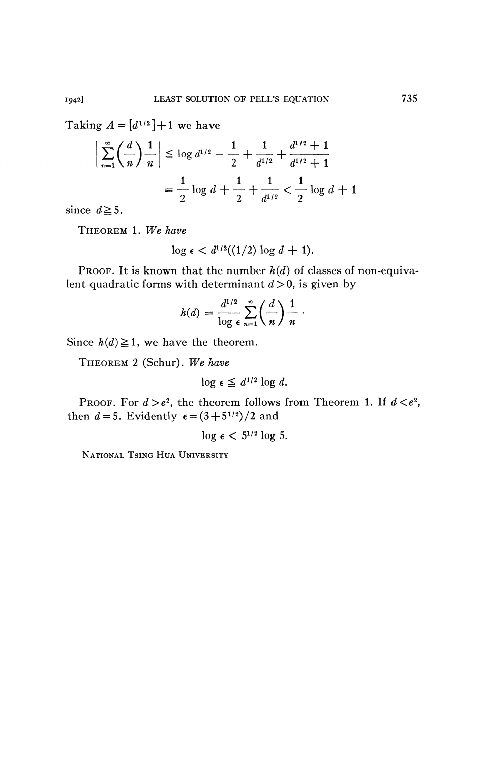Taking $A = [d^{1/2}]+1$ we have

$$\left| \sum_{n=1}^{\infty} \left(\frac{d}{n}\right) \frac{1}{n} \right| \leqq \log d^{1/2} - \frac{1}{2} + \frac{1}{d^{1/2}} + \frac{d^{1/2}+1}{d^{1/2}+1}$$

$$= \frac{1}{2} \log d + \frac{1}{2} + \frac{1}{d^{1/2}} < \frac{1}{2} \log d + 1$$

since $d \geqq 5$.

THEOREM 1. *We have*

$$\log \epsilon < d^{1/2}((1/2) \log d + 1).$$

PROOF. It is known that the number $h(d)$ of classes of non-equivalent quadratic forms with determinant $d > 0$, is given by

$$h(d) = \frac{d^{1/2}}{\log \epsilon} \sum_{n=1}^{\infty} \left(\frac{d}{n}\right) \frac{1}{n} .$$

Since $h(d) \geqq 1$, we have the theorem.

THEOREM 2 (Schur). *We have*

$$\log \epsilon \leqq d^{1/2} \log d.$$

PROOF. For $d > e^2$, the theorem follows from Theorem 1. If $d < e^2$, then $d = 5$. Evidently $\epsilon = (3+5^{1/2})/2$ and

$$\log \epsilon < 5^{1/2} \log 5.$$

NATIONAL TSING HUA UNIVERSITY